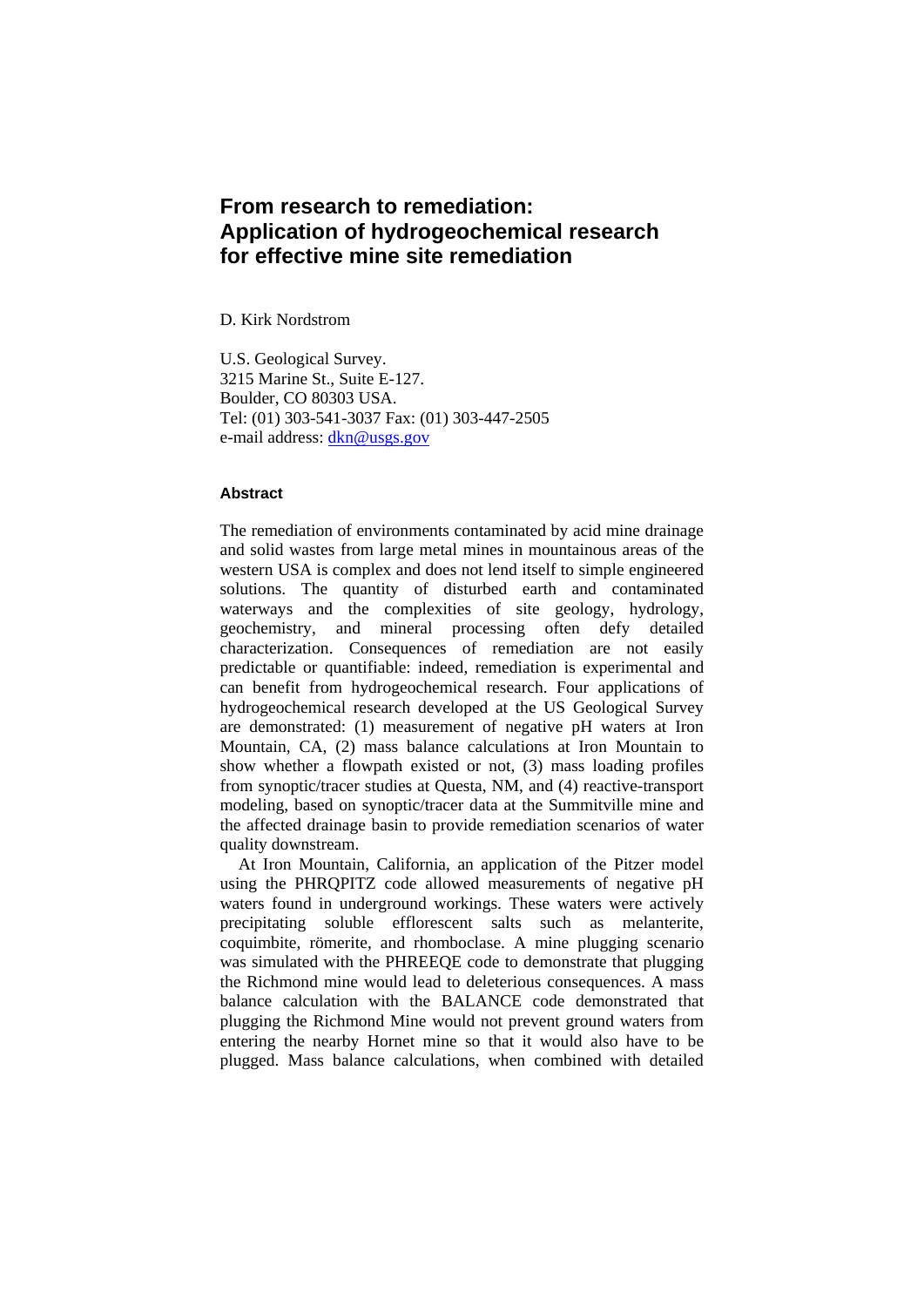# From research to remediation: Application of hydrogeochemical research for effective mine site remediation

D. Kirk Nordstrom

U.S. Geological Survey.
3215 Marine St., Suite E-127.
Boulder, CO 80303 USA.
Tel: (01) 303-541-3037 Fax: (01) 303-447-2505
e-mail address: dkn@usgs.gov

## Abstract

The remediation of environments contaminated by acid mine drainage and solid wastes from large metal mines in mountainous areas of the western USA is complex and does not lend itself to simple engineered solutions. The quantity of disturbed earth and contaminated waterways and the complexities of site geology, hydrology, geochemistry, and mineral processing often defy detailed characterization. Consequences of remediation are not easily predictable or quantifiable: indeed, remediation is experimental and can benefit from hydrogeochemical research. Four applications of hydrogeochemical research developed at the US Geological Survey are demonstrated: (1) measurement of negative pH waters at Iron Mountain, CA, (2) mass balance calculations at Iron Mountain to show whether a flowpath existed or not, (3) mass loading profiles from synoptic/tracer studies at Questa, NM, and (4) reactive-transport modeling, based on synoptic/tracer data at the Summitville mine and the affected drainage basin to provide remediation scenarios of water quality downstream.

At Iron Mountain, California, an application of the Pitzer model using the PHRQPITZ code allowed measurements of negative pH waters found in underground workings. These waters were actively precipitating soluble efflorescent salts such as melanterite, coquimbite, römerite, and rhomboclase. A mine plugging scenario was simulated with the PHREEQE code to demonstrate that plugging the Richmond mine would lead to deleterious consequences. A mass balance calculation with the BALANCE code demonstrated that plugging the Richmond Mine would not prevent ground waters from entering the nearby Hornet mine so that it would also have to be plugged. Mass balance calculations, when combined with detailed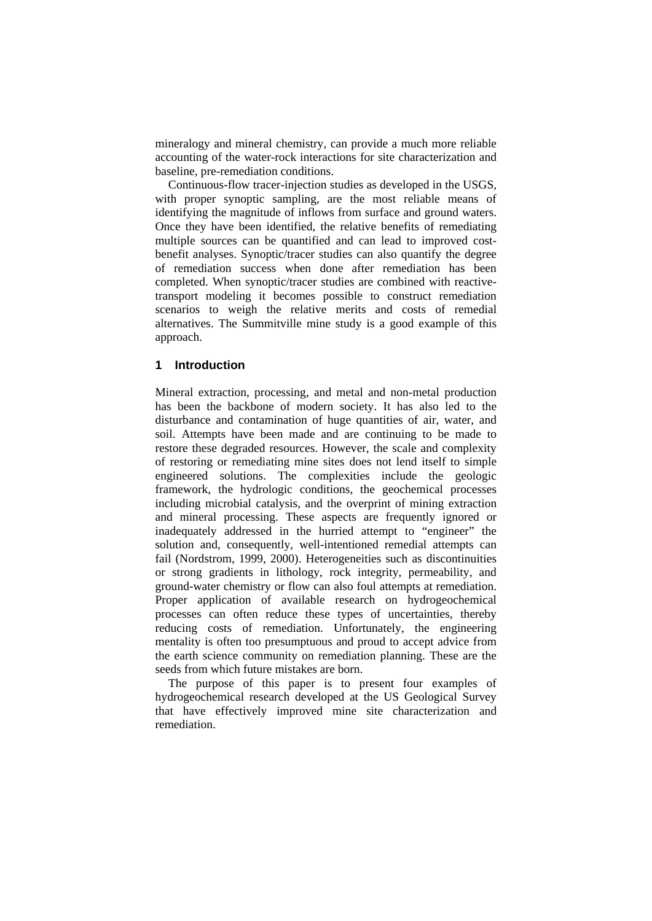mineralogy and mineral chemistry, can provide a much more reliable accounting of the water-rock interactions for site characterization and baseline, pre-remediation conditions.

Continuous-flow tracer-injection studies as developed in the USGS, with proper synoptic sampling, are the most reliable means of identifying the magnitude of inflows from surface and ground waters. Once they have been identified, the relative benefits of remediating multiple sources can be quantified and can lead to improved cost-benefit analyses. Synoptic/tracer studies can also quantify the degree of remediation success when done after remediation has been completed. When synoptic/tracer studies are combined with reactive-transport modeling it becomes possible to construct remediation scenarios to weigh the relative merits and costs of remedial alternatives. The Summitville mine study is a good example of this approach.

## 1 Introduction

Mineral extraction, processing, and metal and non-metal production has been the backbone of modern society. It has also led to the disturbance and contamination of huge quantities of air, water, and soil. Attempts have been made and are continuing to be made to restore these degraded resources. However, the scale and complexity of restoring or remediating mine sites does not lend itself to simple engineered solutions. The complexities include the geologic framework, the hydrologic conditions, the geochemical processes including microbial catalysis, and the overprint of mining extraction and mineral processing. These aspects are frequently ignored or inadequately addressed in the hurried attempt to "engineer" the solution and, consequently, well-intentioned remedial attempts can fail (Nordstrom, 1999, 2000). Heterogeneities such as discontinuities or strong gradients in lithology, rock integrity, permeability, and ground-water chemistry or flow can also foul attempts at remediation. Proper application of available research on hydrogeochemical processes can often reduce these types of uncertainties, thereby reducing costs of remediation. Unfortunately, the engineering mentality is often too presumptuous and proud to accept advice from the earth science community on remediation planning. These are the seeds from which future mistakes are born.

The purpose of this paper is to present four examples of hydrogeochemical research developed at the US Geological Survey that have effectively improved mine site characterization and remediation.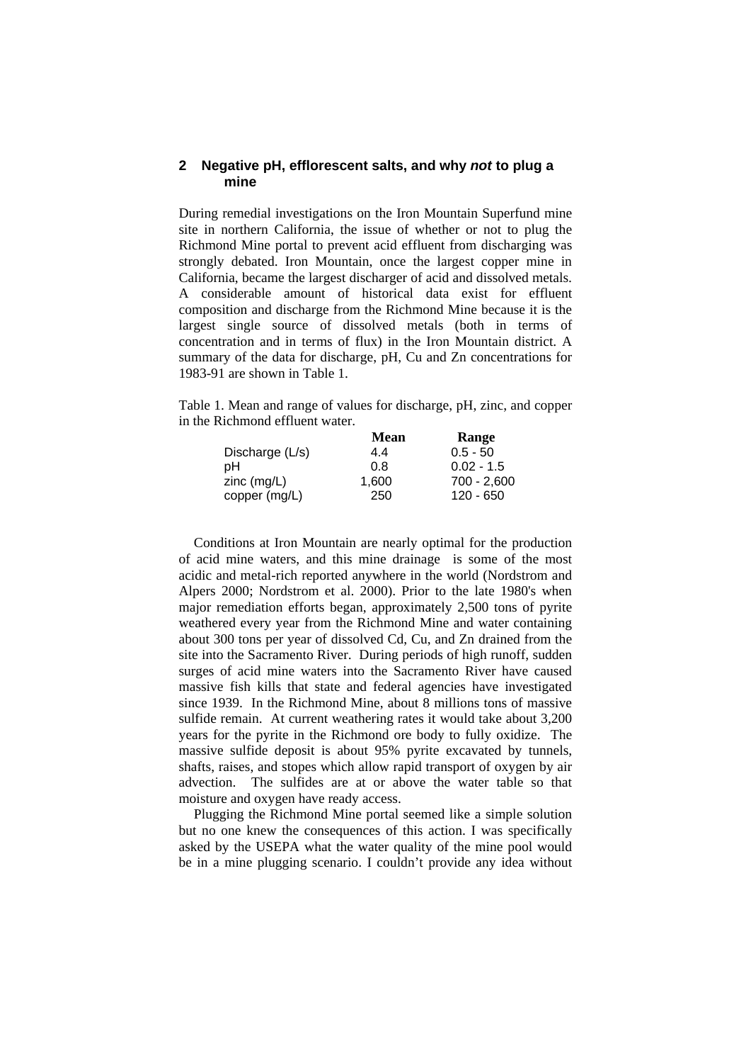## 2 Negative pH, efflorescent salts, and why *not* to plug a mine

During remedial investigations on the Iron Mountain Superfund mine site in northern California, the issue of whether or not to plug the Richmond Mine portal to prevent acid effluent from discharging was strongly debated. Iron Mountain, once the largest copper mine in California, became the largest discharger of acid and dissolved metals. A considerable amount of historical data exist for effluent composition and discharge from the Richmond Mine because it is the largest single source of dissolved metals (both in terms of concentration and in terms of flux) in the Iron Mountain district. A summary of the data for discharge, pH, Cu and Zn concentrations for 1983-91 are shown in Table 1.

Table 1. Mean and range of values for discharge, pH, zinc, and copper in the Richmond effluent water.

| | Mean | Range |
|---|---|---|
| Discharge (L/s) | 4.4 | 0.5 - 50 |
| pH | 0.8 | 0.02 - 1.5 |
| zinc (mg/L) | 1,600 | 700 - 2,600 |
| copper (mg/L) | 250 | 120 - 650 |

Conditions at Iron Mountain are nearly optimal for the production of acid mine waters, and this mine drainage is some of the most acidic and metal-rich reported anywhere in the world (Nordstrom and Alpers 2000; Nordstrom et al. 2000). Prior to the late 1980's when major remediation efforts began, approximately 2,500 tons of pyrite weathered every year from the Richmond Mine and water containing about 300 tons per year of dissolved Cd, Cu, and Zn drained from the site into the Sacramento River. During periods of high runoff, sudden surges of acid mine waters into the Sacramento River have caused massive fish kills that state and federal agencies have investigated since 1939. In the Richmond Mine, about 8 millions tons of massive sulfide remain. At current weathering rates it would take about 3,200 years for the pyrite in the Richmond ore body to fully oxidize. The massive sulfide deposit is about 95% pyrite excavated by tunnels, shafts, raises, and stopes which allow rapid transport of oxygen by air advection. The sulfides are at or above the water table so that moisture and oxygen have ready access.

Plugging the Richmond Mine portal seemed like a simple solution but no one knew the consequences of this action. I was specifically asked by the USEPA what the water quality of the mine pool would be in a mine plugging scenario. I couldn't provide any idea without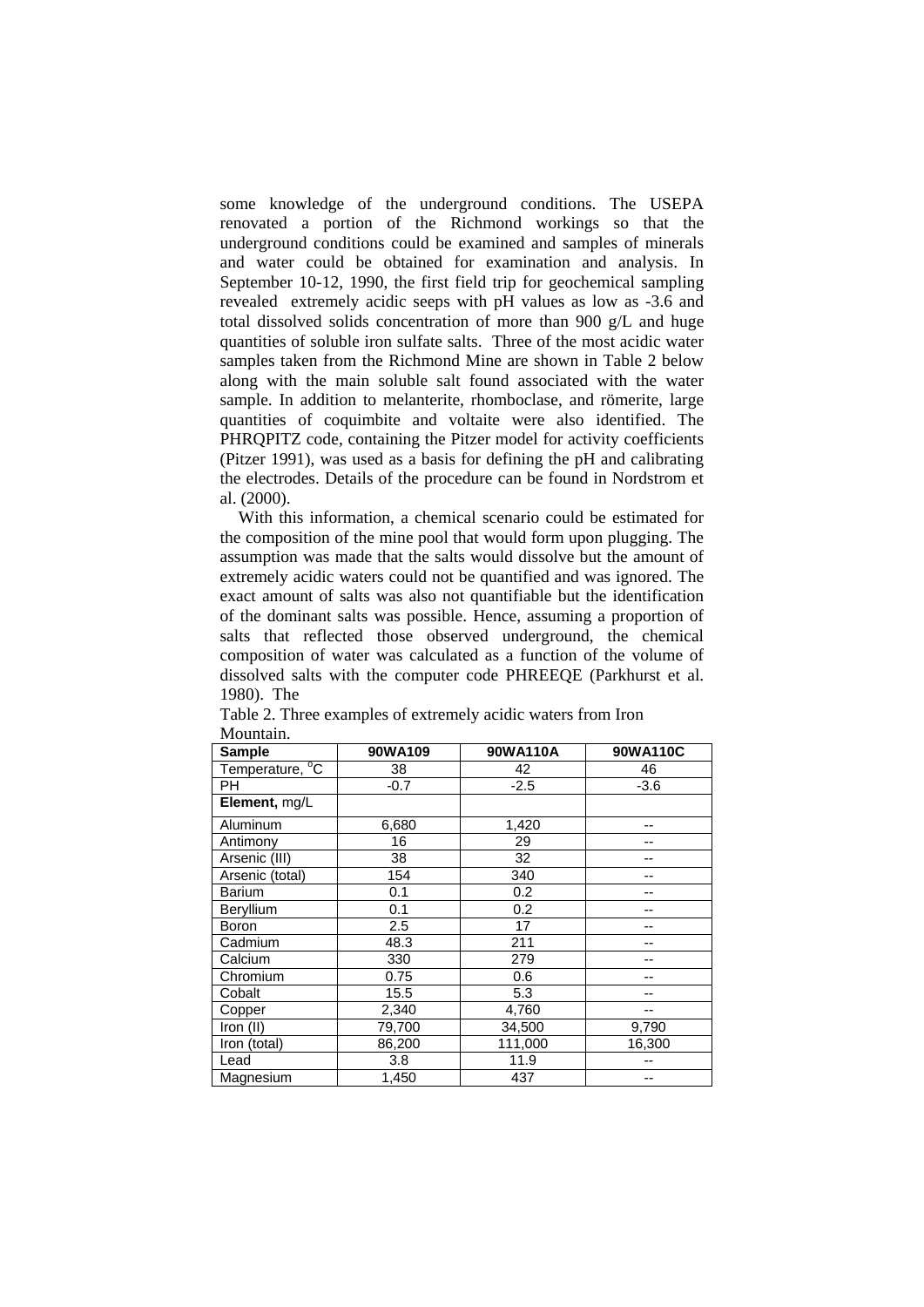some knowledge of the underground conditions. The USEPA renovated a portion of the Richmond workings so that the underground conditions could be examined and samples of minerals and water could be obtained for examination and analysis. In September 10-12, 1990, the first field trip for geochemical sampling revealed extremely acidic seeps with pH values as low as -3.6 and total dissolved solids concentration of more than 900 g/L and huge quantities of soluble iron sulfate salts. Three of the most acidic water samples taken from the Richmond Mine are shown in Table 2 below along with the main soluble salt found associated with the water sample. In addition to melanterite, rhomboclase, and römerite, large quantities of coquimbite and voltaite were also identified. The PHRQPITZ code, containing the Pitzer model for activity coefficients (Pitzer 1991), was used as a basis for defining the pH and calibrating the electrodes. Details of the procedure can be found in Nordstrom et al. (2000).

With this information, a chemical scenario could be estimated for the composition of the mine pool that would form upon plugging. The assumption was made that the salts would dissolve but the amount of extremely acidic waters could not be quantified and was ignored. The exact amount of salts was also not quantifiable but the identification of the dominant salts was possible. Hence, assuming a proportion of salts that reflected those observed underground, the chemical composition of water was calculated as a function of the volume of dissolved salts with the computer code PHREEQE (Parkhurst et al. 1980). The

Table 2. Three examples of extremely acidic waters from Iron Mountain.

| Sample | 90WA109 | 90WA110A | 90WA110C |
|---|---|---|---|
| Temperature, $^{o}$C | 38 | 42 | 46 |
| PH | -0.7 | -2.5 | -3.6 |
| **Element,** mg/L | | | |
| Aluminum | 6,680 | 1,420 | -- |
| Antimony | 16 | 29 | -- |
| Arsenic (III) | 38 | 32 | -- |
| Arsenic (total) | 154 | 340 | -- |
| Barium | 0.1 | 0.2 | -- |
| Beryllium | 0.1 | 0.2 | -- |
| Boron | 2.5 | 17 | -- |
| Cadmium | 48.3 | 211 | -- |
| Calcium | 330 | 279 | -- |
| Chromium | 0.75 | 0.6 | -- |
| Cobalt | 15.5 | 5.3 | -- |
| Copper | 2,340 | 4,760 | -- |
| Iron (II) | 79,700 | 34,500 | 9,790 |
| Iron (total) | 86,200 | 111,000 | 16,300 |
| Lead | 3.8 | 11.9 | -- |
| Magnesium | 1,450 | 437 | -- |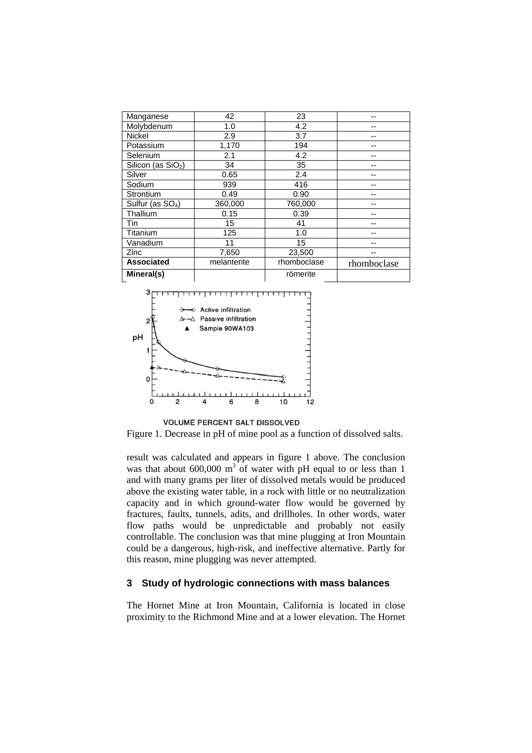| Manganese | 42 | 23 | -- |
|---|---|---|---|
| Molybdenum | 1.0 | 4.2 | -- |
| Nickel | 2.9 | 3.7 | -- |
| Potassium | 1,170 | 194 | -- |
| Selenium | 2.1 | 4.2 | -- |
| Silicon (as $SiO_2$) | 34 | 35 | -- |
| Silver | 0.65 | 2.4 | -- |
| Sodium | 939 | 416 | -- |
| Strontium | 0.49 | 0.90 | -- |
| Sulfur (as $SO_4$) | 360,000 | 760,000 | -- |
| Thallium | 0.15 | 0.39 | -- |
| Tin | 15 | 41 | -- |
| Titanium | 125 | 1.0 | -- |
| Vanadium | 11 | 15 | -- |
| Zinc | 7,650 | 23,500 | -- |
| **Associated Mineral(s)** | melanterite | rhomboclase römerite | rhomboclase |

Figure 1. Decrease in pH of mine pool as a function of dissolved salts.

result was calculated and appears in figure 1 above. The conclusion was that about 600,000 $m^3$ of water with pH equal to or less than 1 and with many grams per liter of dissolved metals would be produced above the existing water table, in a rock with little or no neutralization capacity and in which ground-water flow would be governed by fractures, faults, tunnels, adits, and drillholes. In other words, water flow paths would be unpredictable and probably not easily controllable. The conclusion was that mine plugging at Iron Mountain could be a dangerous, high-risk, and ineffective alternative. Partly for this reason, mine plugging was never attempted.

## 3 Study of hydrologic connections with mass balances

The Hornet Mine at Iron Mountain, California is located in close proximity to the Richmond Mine and at a lower elevation. The Hornet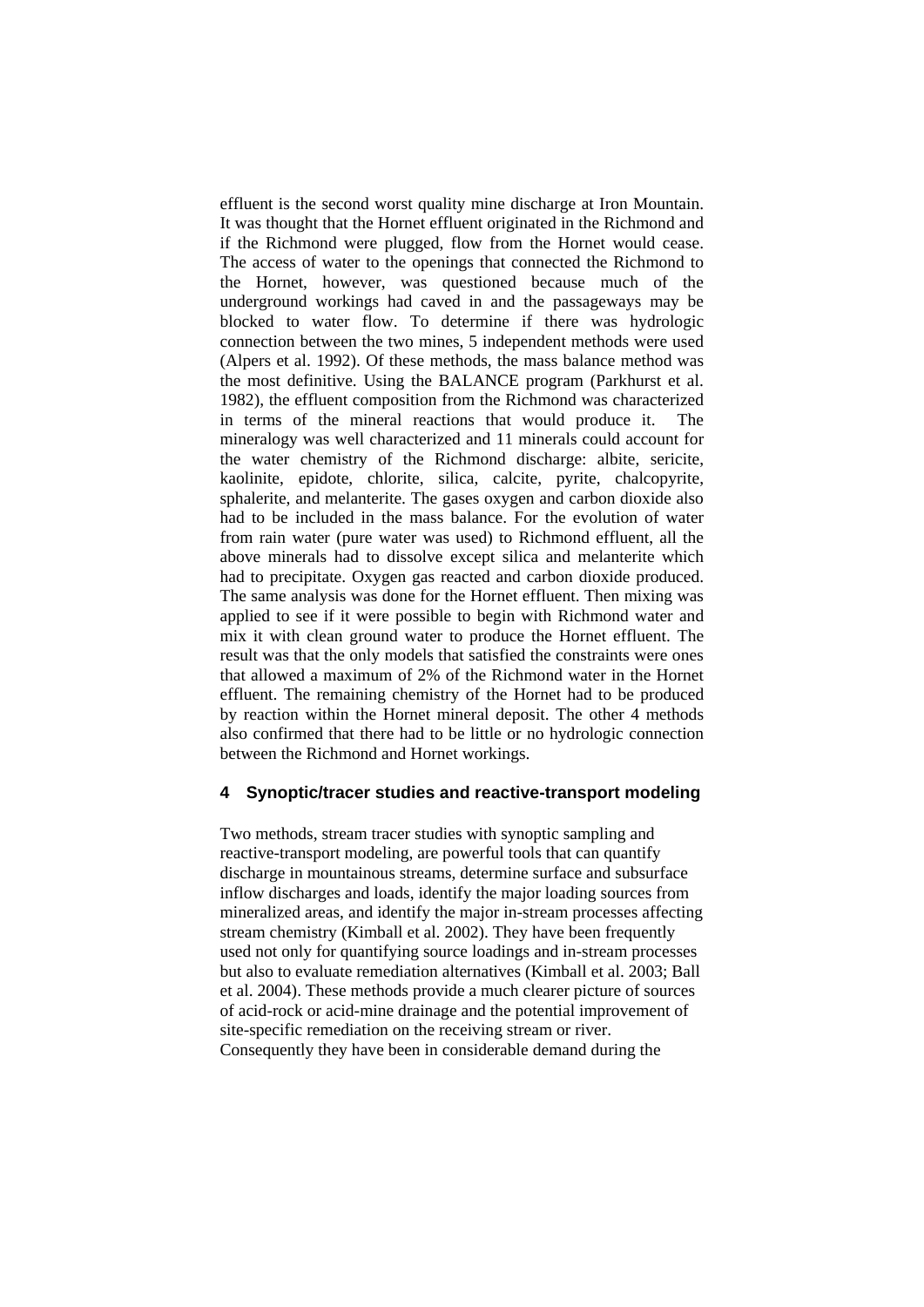effluent is the second worst quality mine discharge at Iron Mountain. It was thought that the Hornet effluent originated in the Richmond and if the Richmond were plugged, flow from the Hornet would cease. The access of water to the openings that connected the Richmond to the Hornet, however, was questioned because much of the underground workings had caved in and the passageways may be blocked to water flow. To determine if there was hydrologic connection between the two mines, 5 independent methods were used (Alpers et al. 1992). Of these methods, the mass balance method was the most definitive. Using the BALANCE program (Parkhurst et al. 1982), the effluent composition from the Richmond was characterized in terms of the mineral reactions that would produce it. The mineralogy was well characterized and 11 minerals could account for the water chemistry of the Richmond discharge: albite, sericite, kaolinite, epidote, chlorite, silica, calcite, pyrite, chalcopyrite, sphalerite, and melanterite. The gases oxygen and carbon dioxide also had to be included in the mass balance. For the evolution of water from rain water (pure water was used) to Richmond effluent, all the above minerals had to dissolve except silica and melanterite which had to precipitate. Oxygen gas reacted and carbon dioxide produced. The same analysis was done for the Hornet effluent. Then mixing was applied to see if it were possible to begin with Richmond water and mix it with clean ground water to produce the Hornet effluent. The result was that the only models that satisfied the constraints were ones that allowed a maximum of 2% of the Richmond water in the Hornet effluent. The remaining chemistry of the Hornet had to be produced by reaction within the Hornet mineral deposit. The other 4 methods also confirmed that there had to be little or no hydrologic connection between the Richmond and Hornet workings.

## 4 Synoptic/tracer studies and reactive-transport modeling

Two methods, stream tracer studies with synoptic sampling and reactive-transport modeling, are powerful tools that can quantify discharge in mountainous streams, determine surface and subsurface inflow discharges and loads, identify the major loading sources from mineralized areas, and identify the major in-stream processes affecting stream chemistry (Kimball et al. 2002). They have been frequently used not only for quantifying source loadings and in-stream processes but also to evaluate remediation alternatives (Kimball et al. 2003; Ball et al. 2004). These methods provide a much clearer picture of sources of acid-rock or acid-mine drainage and the potential improvement of site-specific remediation on the receiving stream or river. Consequently they have been in considerable demand during the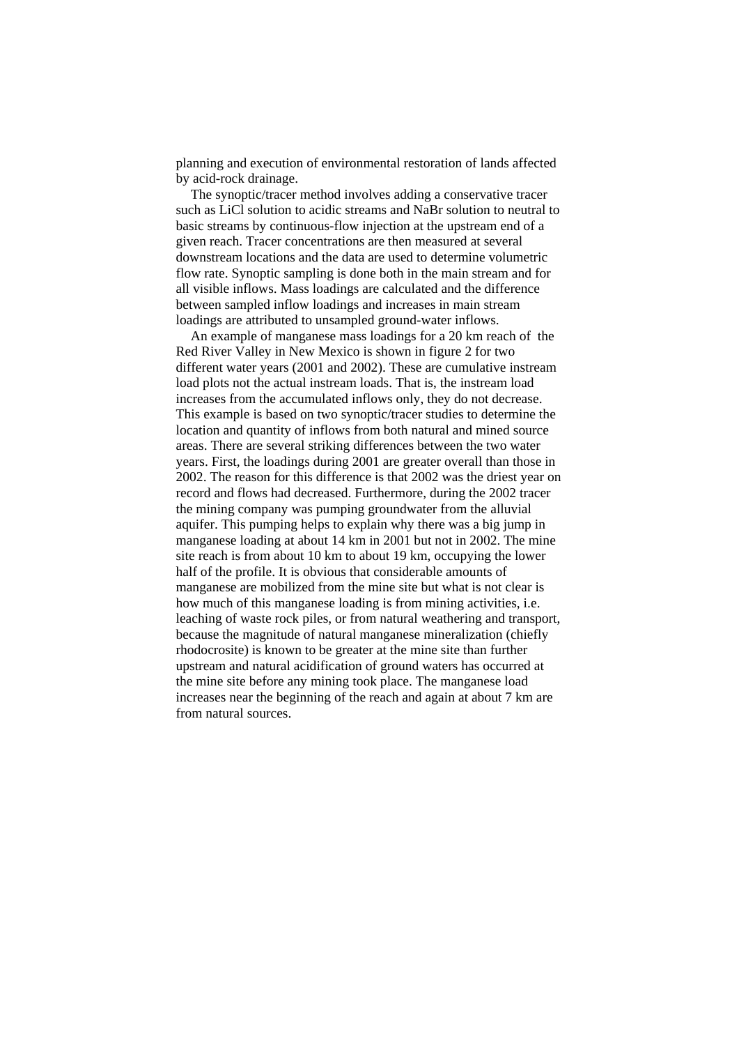planning and execution of environmental restoration of lands affected by acid-rock drainage.

The synoptic/tracer method involves adding a conservative tracer such as LiCl solution to acidic streams and NaBr solution to neutral to basic streams by continuous-flow injection at the upstream end of a given reach. Tracer concentrations are then measured at several downstream locations and the data are used to determine volumetric flow rate. Synoptic sampling is done both in the main stream and for all visible inflows. Mass loadings are calculated and the difference between sampled inflow loadings and increases in main stream loadings are attributed to unsampled ground-water inflows.

An example of manganese mass loadings for a 20 km reach of the Red River Valley in New Mexico is shown in figure 2 for two different water years (2001 and 2002). These are cumulative instream load plots not the actual instream loads. That is, the instream load increases from the accumulated inflows only, they do not decrease. This example is based on two synoptic/tracer studies to determine the location and quantity of inflows from both natural and mined source areas. There are several striking differences between the two water years. First, the loadings during 2001 are greater overall than those in 2002. The reason for this difference is that 2002 was the driest year on record and flows had decreased. Furthermore, during the 2002 tracer the mining company was pumping groundwater from the alluvial aquifer. This pumping helps to explain why there was a big jump in manganese loading at about 14 km in 2001 but not in 2002. The mine site reach is from about 10 km to about 19 km, occupying the lower half of the profile. It is obvious that considerable amounts of manganese are mobilized from the mine site but what is not clear is how much of this manganese loading is from mining activities, i.e. leaching of waste rock piles, or from natural weathering and transport, because the magnitude of natural manganese mineralization (chiefly rhodocrosite) is known to be greater at the mine site than further upstream and natural acidification of ground waters has occurred at the mine site before any mining took place. The manganese load increases near the beginning of the reach and again at about 7 km are from natural sources.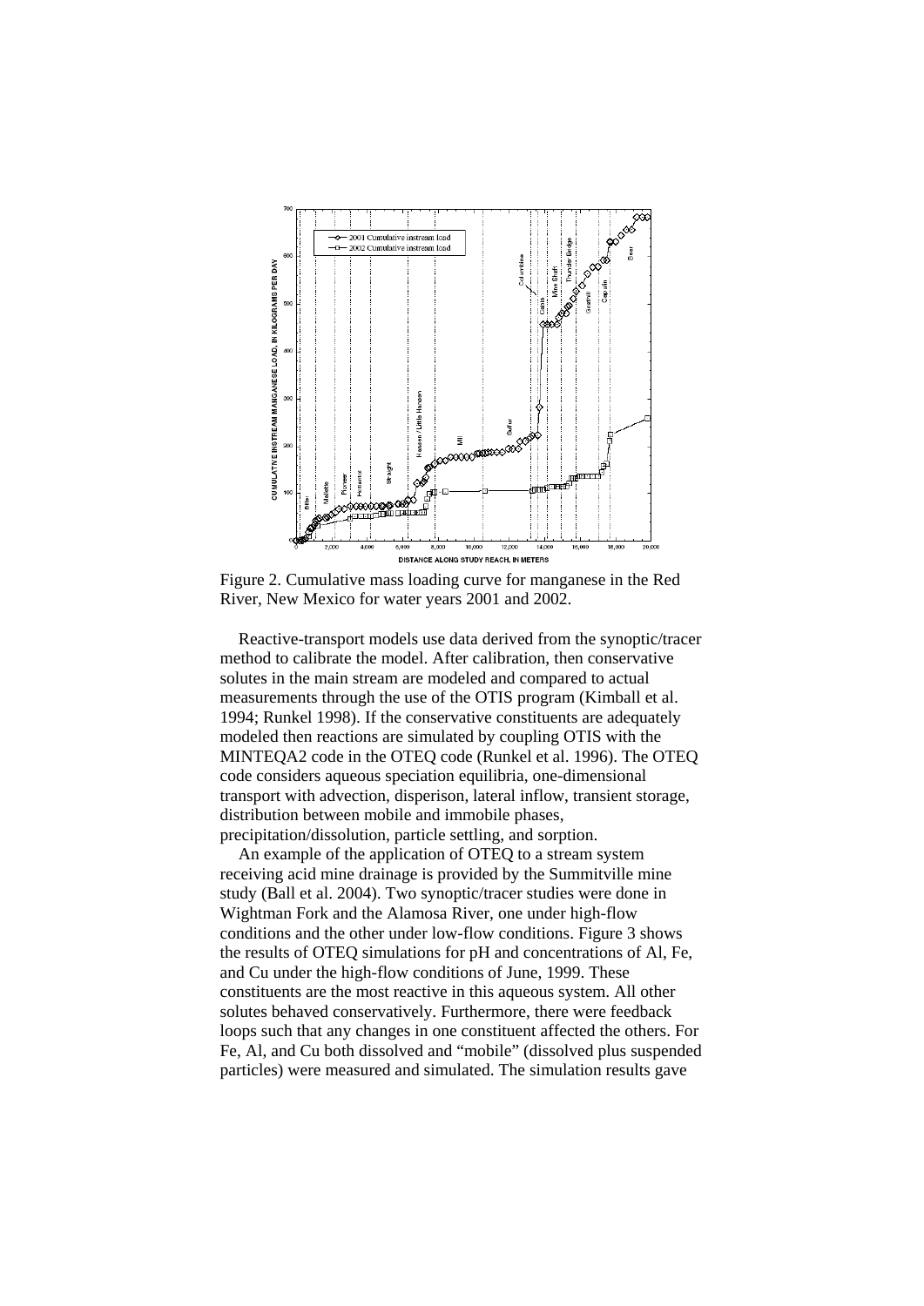Figure 2. Cumulative mass loading curve for manganese in the Red River, New Mexico for water years 2001 and 2002.

Reactive-transport models use data derived from the synoptic/tracer method to calibrate the model. After calibration, then conservative solutes in the main stream are modeled and compared to actual measurements through the use of the OTIS program (Kimball et al. 1994; Runkel 1998). If the conservative constituents are adequately modeled then reactions are simulated by coupling OTIS with the MINTEQA2 code in the OTEQ code (Runkel et al. 1996). The OTEQ code considers aqueous speciation equilibria, one-dimensional transport with advection, disperison, lateral inflow, transient storage, distribution between mobile and immobile phases, precipitation/dissolution, particle settling, and sorption.

An example of the application of OTEQ to a stream system receiving acid mine drainage is provided by the Summitville mine study (Ball et al. 2004). Two synoptic/tracer studies were done in Wightman Fork and the Alamosa River, one under high-flow conditions and the other under low-flow conditions. Figure 3 shows the results of OTEQ simulations for pH and concentrations of Al, Fe, and Cu under the high-flow conditions of June, 1999. These constituents are the most reactive in this aqueous system. All other solutes behaved conservatively. Furthermore, there were feedback loops such that any changes in one constituent affected the others. For Fe, Al, and Cu both dissolved and "mobile" (dissolved plus suspended particles) were measured and simulated. The simulation results gave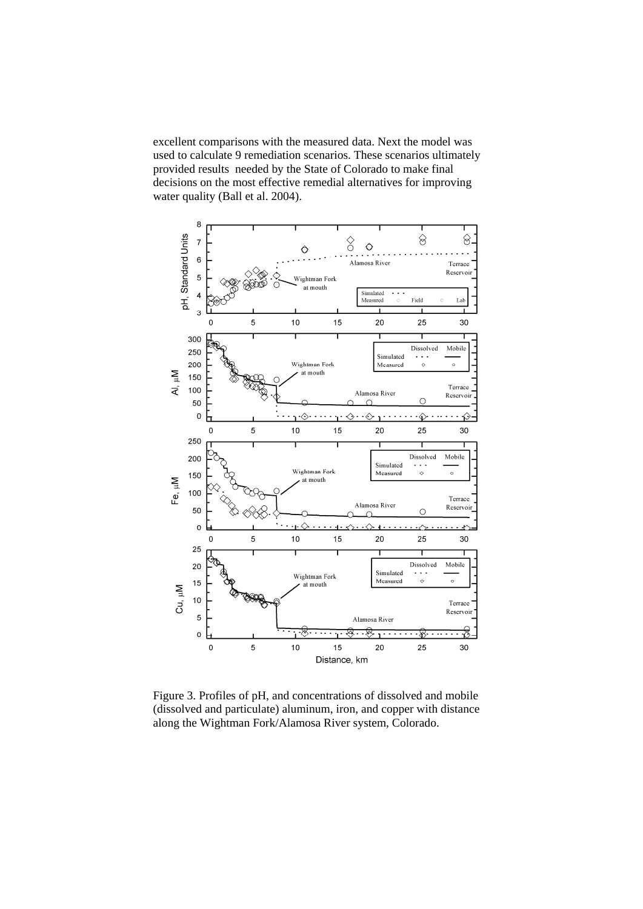excellent comparisons with the measured data. Next the model was used to calculate 9 remediation scenarios. These scenarios ultimately provided results needed by the State of Colorado to make final decisions on the most effective remedial alternatives for improving water quality (Ball et al. 2004).

Figure 3. Profiles of pH, and concentrations of dissolved and mobile (dissolved and particulate) aluminum, iron, and copper with distance along the Wightman Fork/Alamosa River system, Colorado.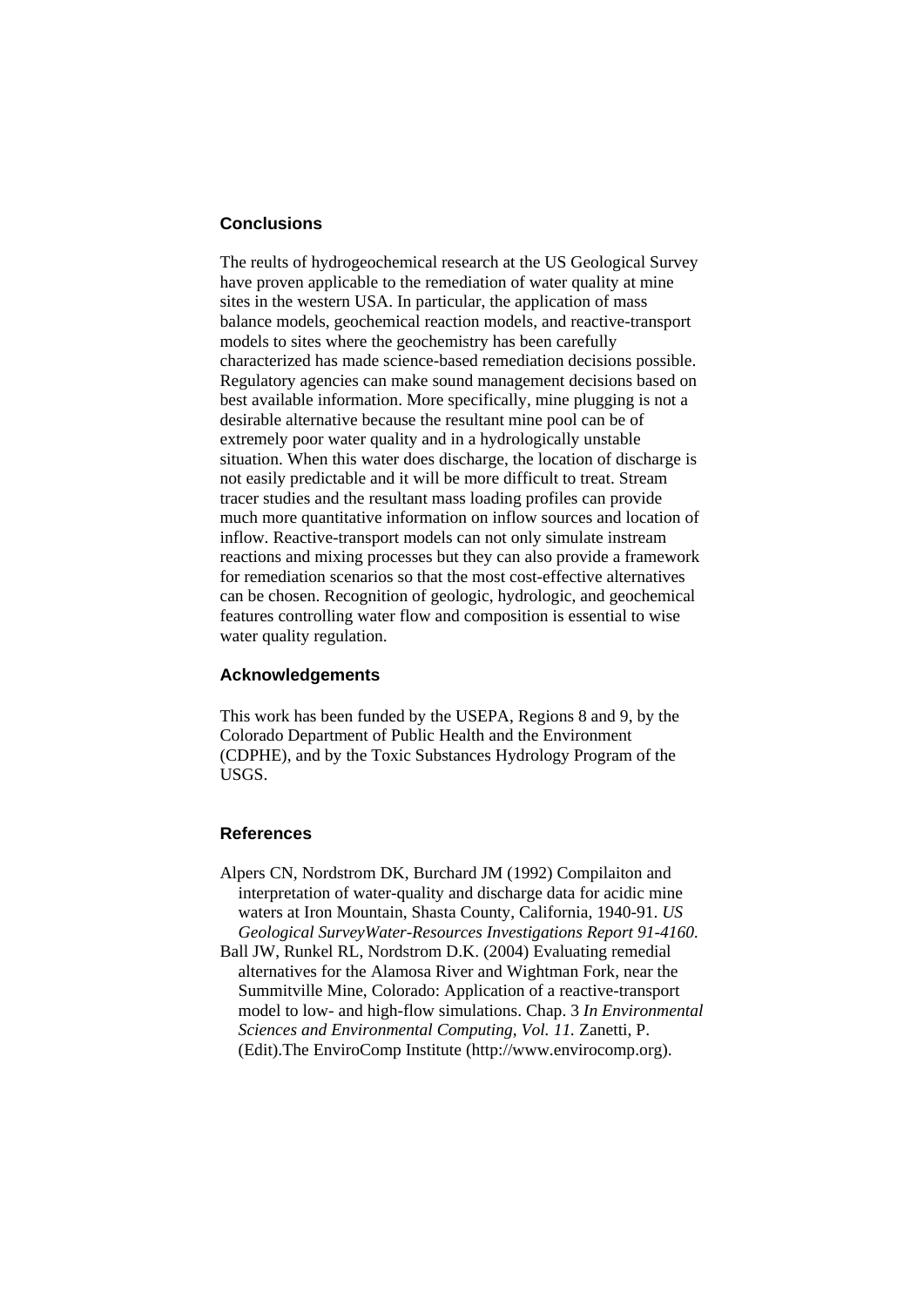## Conclusions

The reults of hydrogeochemical research at the US Geological Survey have proven applicable to the remediation of water quality at mine sites in the western USA. In particular, the application of mass balance models, geochemical reaction models, and reactive-transport models to sites where the geochemistry has been carefully characterized has made science-based remediation decisions possible. Regulatory agencies can make sound management decisions based on best available information. More specifically, mine plugging is not a desirable alternative because the resultant mine pool can be of extremely poor water quality and in a hydrologically unstable situation. When this water does discharge, the location of discharge is not easily predictable and it will be more difficult to treat. Stream tracer studies and the resultant mass loading profiles can provide much more quantitative information on inflow sources and location of inflow. Reactive-transport models can not only simulate instream reactions and mixing processes but they can also provide a framework for remediation scenarios so that the most cost-effective alternatives can be chosen. Recognition of geologic, hydrologic, and geochemical features controlling water flow and composition is essential to wise water quality regulation.

## Acknowledgements

This work has been funded by the USEPA, Regions 8 and 9, by the Colorado Department of Public Health and the Environment (CDPHE), and by the Toxic Substances Hydrology Program of the USGS.

## References

Alpers CN, Nordstrom DK, Burchard JM (1992) Compilaiton and interpretation of water-quality and discharge data for acidic mine waters at Iron Mountain, Shasta County, California, 1940-91. *US Geological SurveyWater-Resources Investigations Report 91-4160.*

Ball JW, Runkel RL, Nordstrom D.K. (2004) Evaluating remedial alternatives for the Alamosa River and Wightman Fork, near the Summitville Mine, Colorado: Application of a reactive-transport model to low- and high-flow simulations. Chap. 3 *In Environmental Sciences and Environmental Computing, Vol. 11.* Zanetti, P. (Edit).The EnviroComp Institute (http://www.envirocomp.org).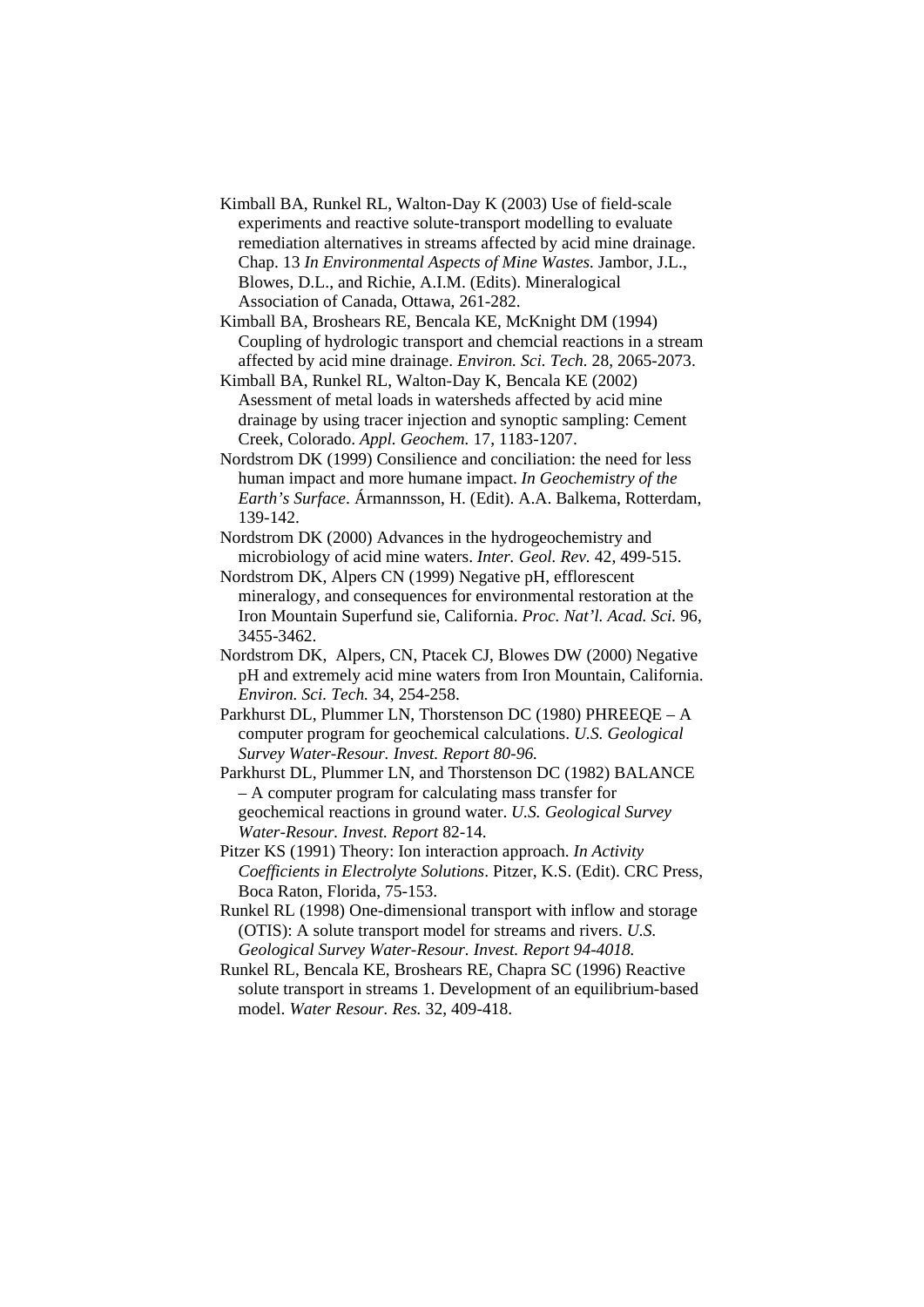Kimball BA, Runkel RL, Walton-Day K (2003) Use of field-scale experiments and reactive solute-transport modelling to evaluate remediation alternatives in streams affected by acid mine drainage. Chap. 13 *In Environmental Aspects of Mine Wastes.* Jambor, J.L., Blowes, D.L., and Richie, A.I.M. (Edits). Mineralogical Association of Canada, Ottawa, 261-282.

Kimball BA, Broshears RE, Bencala KE, McKnight DM (1994) Coupling of hydrologic transport and chemcial reactions in a stream affected by acid mine drainage. *Environ. Sci. Tech.* 28, 2065-2073.

Kimball BA, Runkel RL, Walton-Day K, Bencala KE (2002) Asessment of metal loads in watersheds affected by acid mine drainage by using tracer injection and synoptic sampling: Cement Creek, Colorado. *Appl. Geochem.* 17, 1183-1207.

Nordstrom DK (1999) Consilience and conciliation: the need for less human impact and more humane impact. *In Geochemistry of the Earth's Surface*. Ármannsson, H. (Edit). A.A. Balkema, Rotterdam, 139-142.

Nordstrom DK (2000) Advances in the hydrogeochemistry and microbiology of acid mine waters. *Inter. Geol. Rev.* 42, 499-515.

Nordstrom DK, Alpers CN (1999) Negative pH, efflorescent mineralogy, and consequences for environmental restoration at the Iron Mountain Superfund sie, California. *Proc. Nat'l. Acad. Sci.* 96, 3455-3462.

Nordstrom DK, Alpers, CN, Ptacek CJ, Blowes DW (2000) Negative pH and extremely acid mine waters from Iron Mountain, California. *Environ. Sci. Tech.* 34, 254-258.

Parkhurst DL, Plummer LN, Thorstenson DC (1980) PHREEQE – A computer program for geochemical calculations. *U.S. Geological Survey Water-Resour. Invest. Report 80-96.*

Parkhurst DL, Plummer LN, and Thorstenson DC (1982) BALANCE – A computer program for calculating mass transfer for geochemical reactions in ground water. *U.S. Geological Survey Water-Resour. Invest. Report* 82-14.

Pitzer KS (1991) Theory: Ion interaction approach. *In Activity Coefficients in Electrolyte Solutions*. Pitzer, K.S. (Edit). CRC Press, Boca Raton, Florida, 75-153.

Runkel RL (1998) One-dimensional transport with inflow and storage (OTIS): A solute transport model for streams and rivers. *U.S. Geological Survey Water-Resour. Invest. Report 94-4018.*

Runkel RL, Bencala KE, Broshears RE, Chapra SC (1996) Reactive solute transport in streams 1. Development of an equilibrium-based model. *Water Resour. Res.* 32, 409-418.